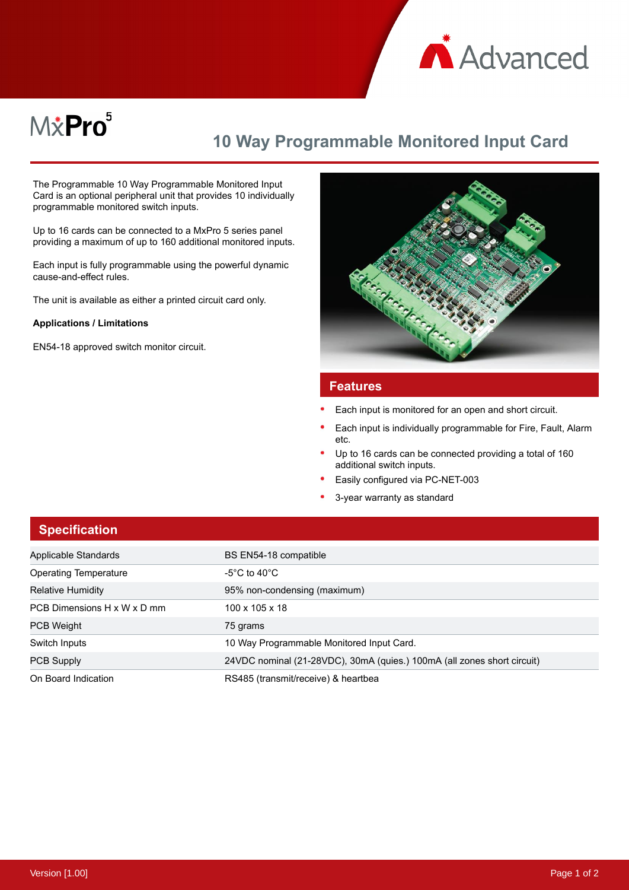MxPro 5

# 10 Way Programmable Monitored Input Card

The Programmable 10 Way Programmable Monitored Input Card is an optional peripheral unit that provides 10 individually programmable monitored switch inputs.

Up to 16 cards can be connected to a MxPro 5 series panel providing a maximum of up to 160 additional monitored inputs.

Each input is fully programmable using the powerful dynamic cause-and-effect rules.

The unit is available as either a printed circuit card only.

**Applications / Limitations**

EN54-18 approved switch monitor circuit.

## Features

- Each input is monitored for an open and short circuit.
- Each input is individually programmable for Fire, Fault, Alarm etc.
- Up to 16 cards can be connected providing a total of 160 additional switch inputs.
- Easily configured via PC-NET-003
- 3-year warranty as standard

## Specification

| | |
|---|---|
| Applicable Standards | BS EN54-18 compatible |
| Operating Temperature | -5°C to 40°C |
| Relative Humidity | 95% non-condensing (maximum) |
| PCB Dimensions H x W x D mm | 100 x 105 x 18 |
| PCB Weight | 75 grams |
| Switch Inputs | 10 Way Programmable Monitored Input Card. |
| PCB Supply | 24VDC nominal (21-28VDC), 30mA (quies.) 100mA (all zones short circuit) |
| On Board Indication | RS485 (transmit/receive) & heartbea |

Version [1.00]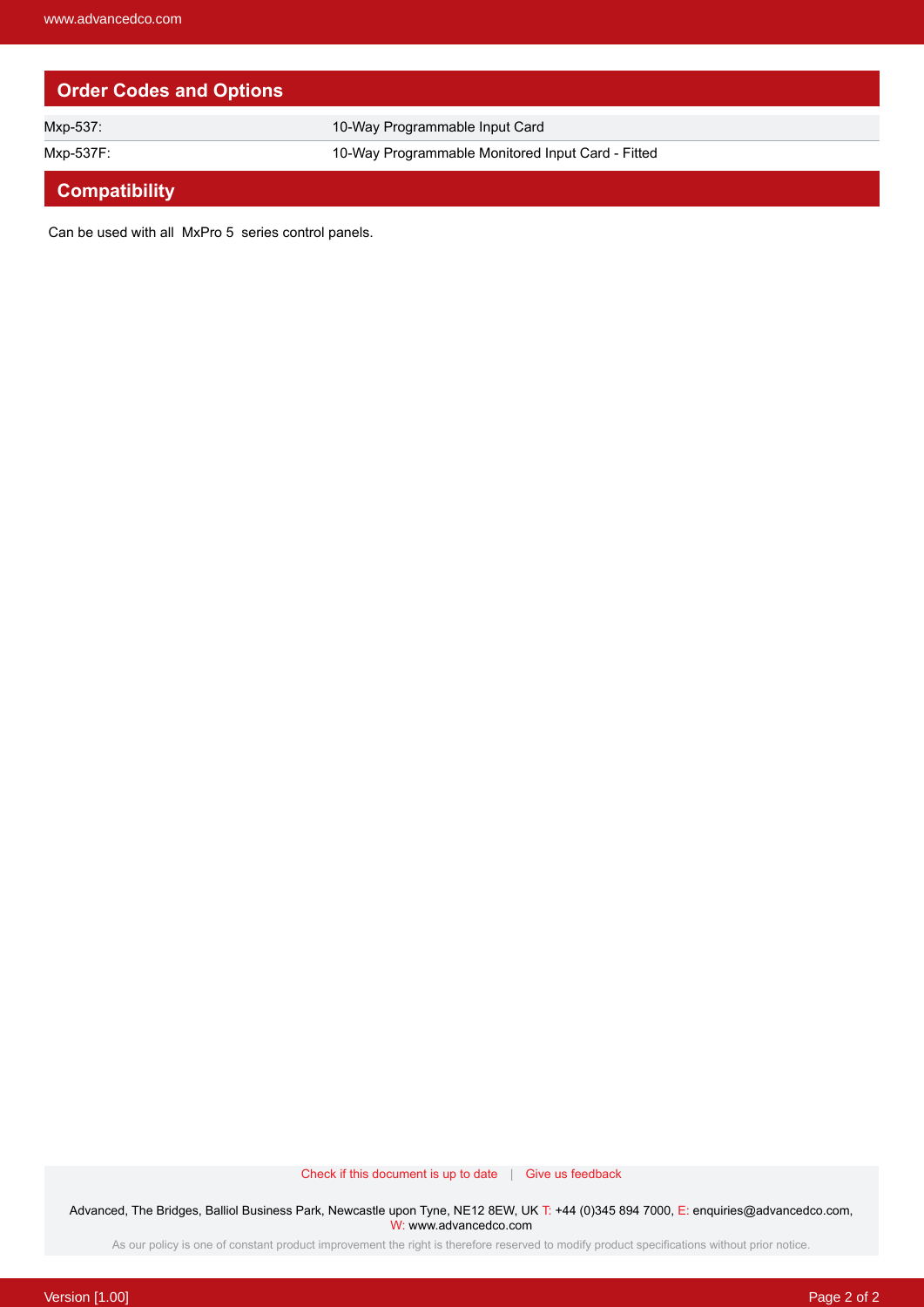## Order Codes and Options

| | |
|---|---|
| Mxp-537: | 10-Way Programmable Input Card |
| Mxp-537F: | 10-Way Programmable Monitored Input Card - Fitted |

## Compatibility

Can be used with all MxPro 5 series control panels.

Check if this document is up to date | Give us feedback

Advanced, The Bridges, Balliol Business Park, Newcastle upon Tyne, NE12 8EW, UK T: +44 (0)345 894 7000, E: enquiries@advancedco.com, W: www.advancedco.com

As our policy is one of constant product improvement the right is therefore reserved to modify product specifications without prior notice.

Version [1.00]